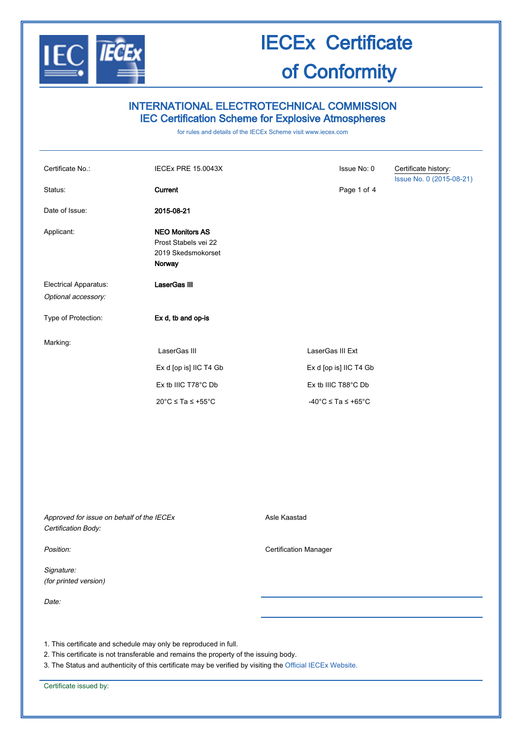# IECEx Certificate of Conformity

## INTERNATIONAL ELECTROTECHNICAL COMMISSION
## IEC Certification Scheme for Explosive Atmospheres

for rules and details of the IECEx Scheme visit www.iecex.com

| | | | |
|---|---|---|---|
| Certificate No.: | IECEx PRE 15.0043X | Issue No: 0 | Certificate history: Issue No. 0 (2015-08-21) |
| Status: | **Current** | | |
| Date of Issue: | **2015-08-21** | | |
| Applicant: | **NEO Monitors AS**<br>Prost Stabels vei 22<br>2019 Skedsmokorset<br>**Norway** | | |
| Electrical Apparatus:<br>*Optional accessory:* | **LaserGas III** | | |
| Type of Protection: | **Ex d, tb and op-is** | | |

Marking:

| LaserGas III | LaserGas III Ext |
|---|---|
| Ex d [op is] IIC T4 Gb | Ex d [op is] IIC T4 Gb |
| Ex tb IIIC T78°C Db | Ex tb IIIC T88°C Db |
| 20°C ≤ Ta ≤ +55°C | -40°C ≤ Ta ≤ +65°C |

| | |
|---|---|
| *Approved for issue on behalf of the IECEx Certification Body:* | Asle Kaastad |
| *Position:* | Certification Manager |
| *Signature:*<br>*(for printed version)* | |
| *Date:* | |

1. This certificate and schedule may only be reproduced in full.
2. This certificate is not transferable and remains the property of the issuing body.
3. The Status and authenticity of this certificate may be verified by visiting the Official IECEx Website.

Certificate issued by: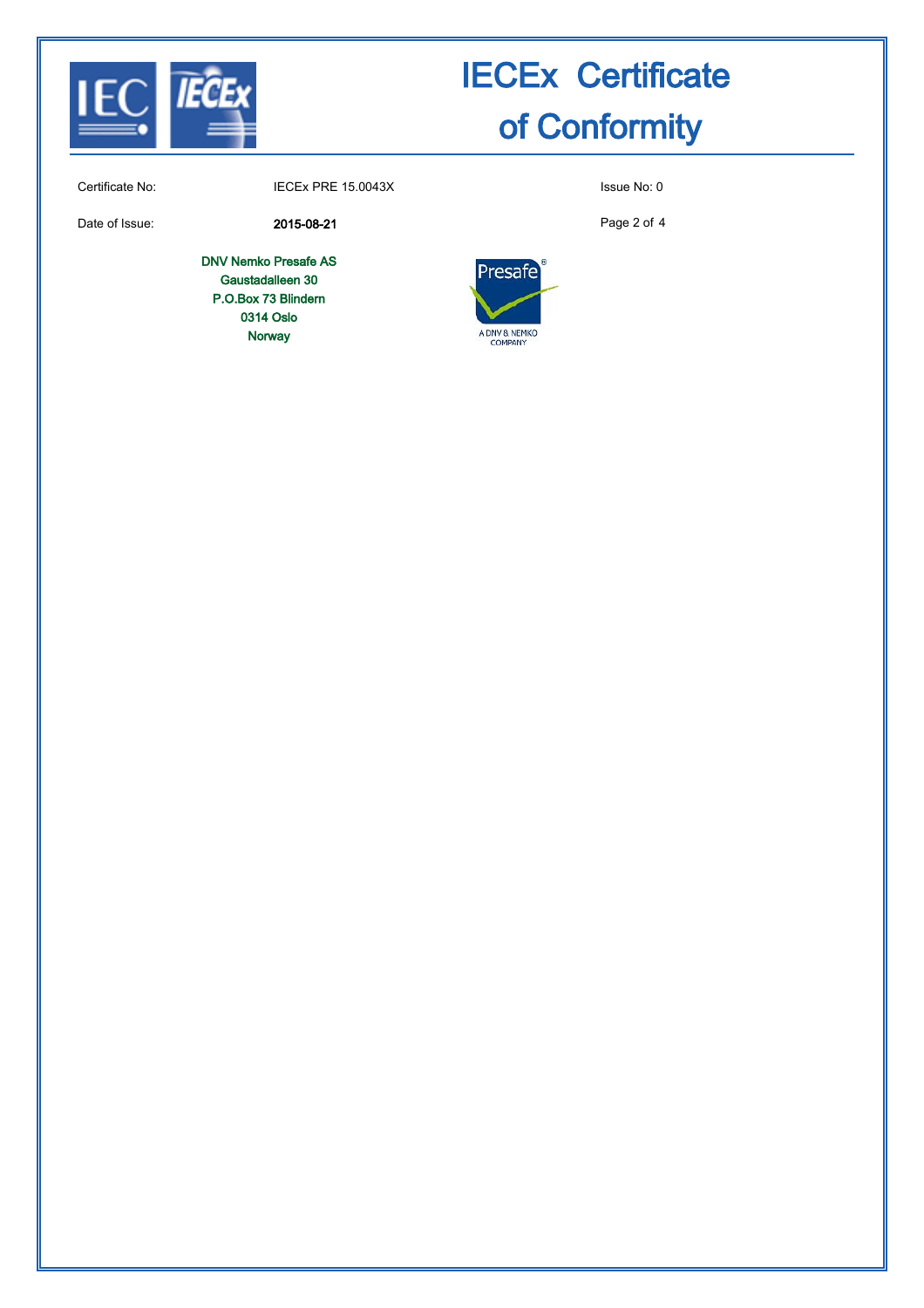# IECEx Certificate of Conformity

| | | |
|---|---|---|
| Certificate No: | IECEx PRE 15.0043X | Issue No: 0 |
| Date of Issue: | 2015-08-21 | |

DNV Nemko Presafe AS
Gaustadalleen 30
P.O.Box 73 Blindern
0314 Oslo
Norway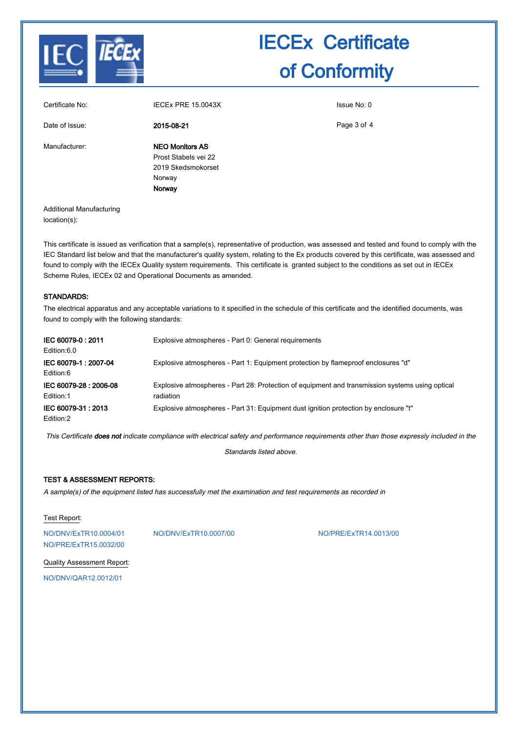# IECEx Certificate of Conformity

| | | |
|---|---|---|
| Certificate No: | IECEx PRE 15.0043X | Issue No: 0 |
| Date of Issue: | **2015-08-21** | |
| Manufacturer: | **NEO Monitors AS**<br>Prost Stabels vei 22<br>2019 Skedsmokorset<br>Norway<br>**Norway** | |

Additional Manufacturing location(s):

This certificate is issued as verification that a sample(s), representative of production, was assessed and tested and found to comply with the IEC Standard list below and that the manufacturer's quality system, relating to the Ex products covered by this certificate, was assessed and found to comply with the IECEx Quality system requirements. This certificate is granted subject to the conditions as set out in IECEx Scheme Rules, IECEx 02 and Operational Documents as amended.

## STANDARDS:

The electrical apparatus and any acceptable variations to it specified in the schedule of this certificate and the identified documents, was found to comply with the following standards:

| Standard | Title |
|---|---|
| **IEC 60079-0 : 2011**<br>Edition:6.0 | Explosive atmospheres - Part 0: General requirements |
| **IEC 60079-1 : 2007-04**<br>Edition:6 | Explosive atmospheres - Part 1: Equipment protection by flameproof enclosures "d" |
| **IEC 60079-28 : 2006-08**<br>Edition:1 | Explosive atmospheres - Part 28: Protection of equipment and transmission systems using optical radiation |
| **IEC 60079-31 : 2013**<br>Edition:2 | Explosive atmospheres - Part 31: Equipment dust ignition protection by enclosure "t" |

*This Certificate **does not** indicate compliance with electrical safety and performance requirements other than those expressly included in the Standards listed above.*

## TEST & ASSESSMENT REPORTS:

*A sample(s) of the equipment listed has successfully met the examination and test requirements as recorded in*

Test Report:

NO/DNV/ExTR10.0004/01
NO/DNV/ExTR10.0007/00
NO/PRE/ExTR14.0013/00
NO/PRE/ExTR15.0032/00

Quality Assessment Report:

NO/DNV/QAR12.0012/01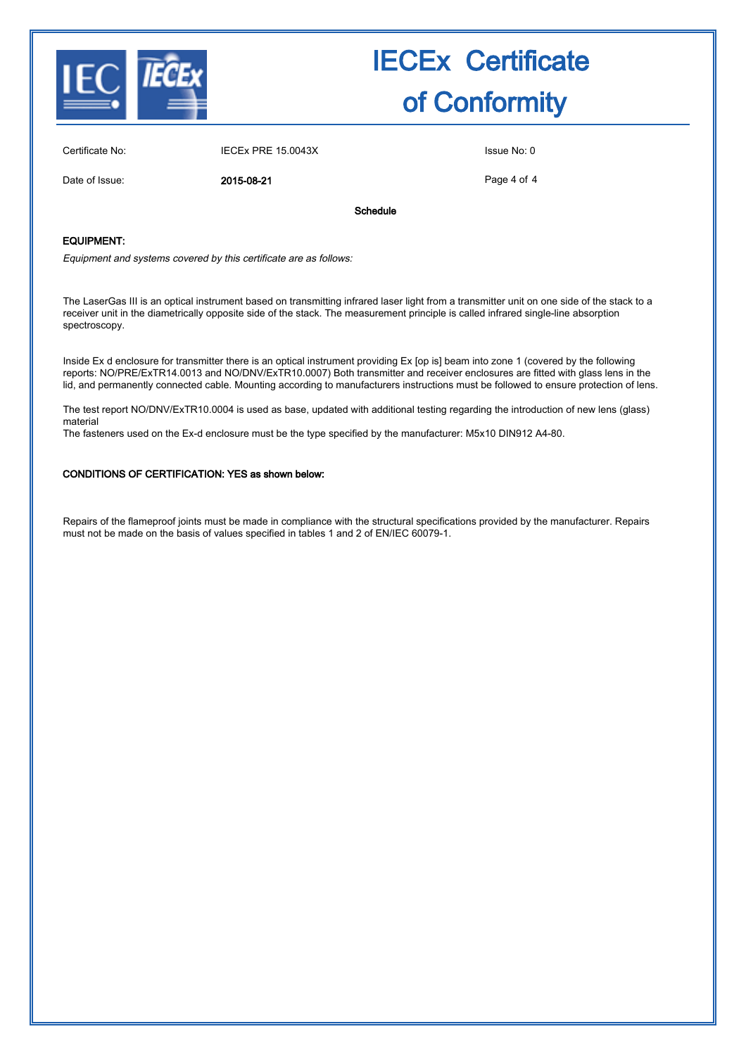# IECEx Certificate of Conformity

| | | |
|---|---|---|
| Certificate No: | IECEx PRE 15.0043X | Issue No: 0 |
| Date of Issue: | **2015-08-21** | |

**Schedule**

**EQUIPMENT:**

*Equipment and systems covered by this certificate are as follows:*

The LaserGas III is an optical instrument based on transmitting infrared laser light from a transmitter unit on one side of the stack to a receiver unit in the diametrically opposite side of the stack. The measurement principle is called infrared single-line absorption spectroscopy.

Inside Ex d enclosure for transmitter there is an optical instrument providing Ex [op is] beam into zone 1 (covered by the following reports: NO/PRE/ExTR14.0013 and NO/DNV/ExTR10.0007) Both transmitter and receiver enclosures are fitted with glass lens in the lid, and permanently connected cable. Mounting according to manufacturers instructions must be followed to ensure protection of lens.

The test report NO/DNV/ExTR10.0004 is used as base, updated with additional testing regarding the introduction of new lens (glass) material

The fasteners used on the Ex-d enclosure must be the type specified by the manufacturer: M5x10 DIN912 A4-80.

**CONDITIONS OF CERTIFICATION: YES as shown below:**

Repairs of the flameproof joints must be made in compliance with the structural specifications provided by the manufacturer. Repairs must not be made on the basis of values specified in tables 1 and 2 of EN/IEC 60079-1.